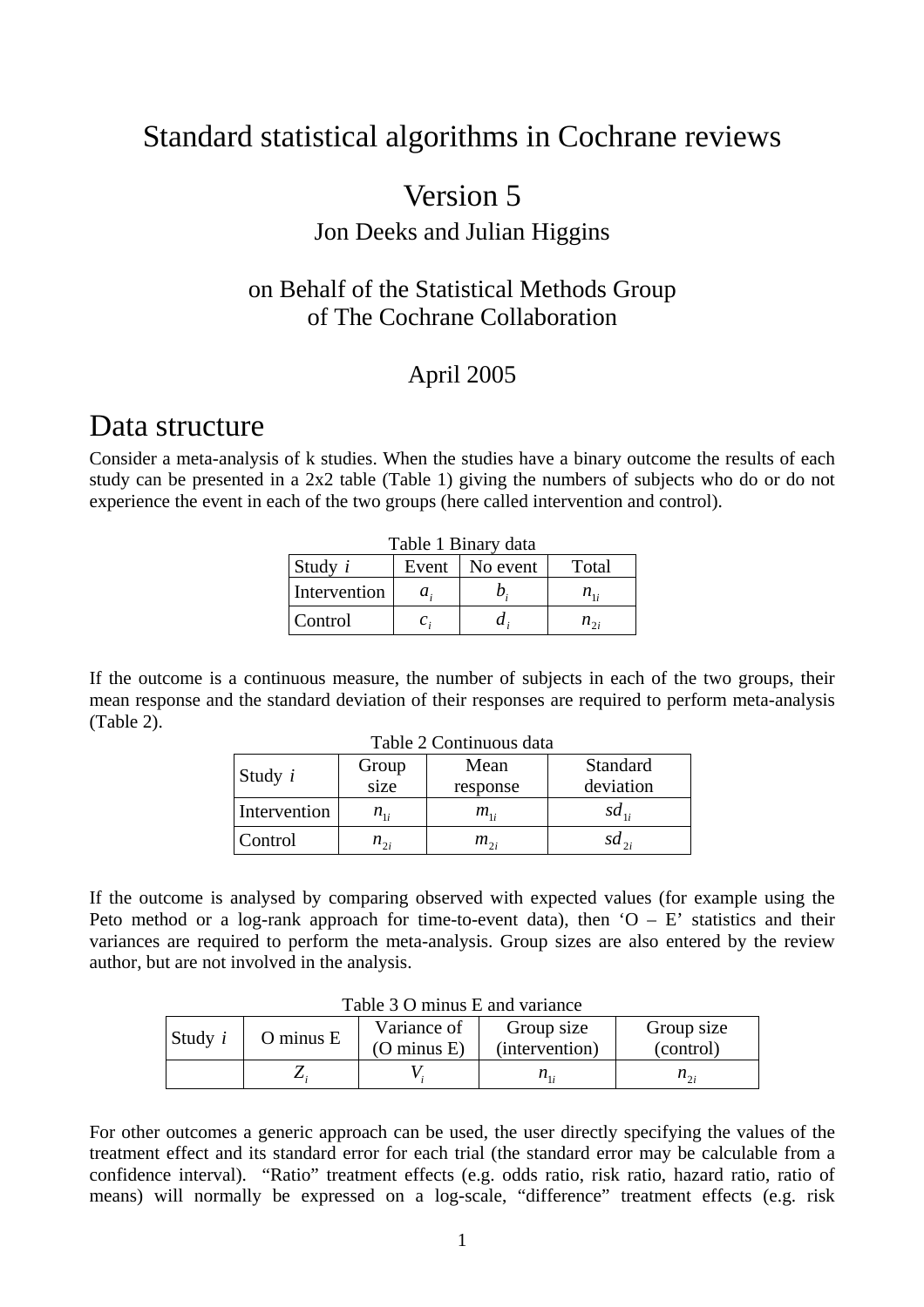# Standard statistical algorithms in Cochrane reviews

## Version 5

Jon Deeks and Julian Higgins

on Behalf of the Statistical Methods Group of The Cochrane Collaboration

April 2005

# Data structure

Consider a meta-analysis of k studies. When the studies have a binary outcome the results of each study can be presented in a 2x2 table (Table 1) giving the numbers of subjects who do or do not experience the event in each of the two groups (here called intervention and control).

Table 1 Binary data

| Study $i$ | Event | No event | Total |
|---|---|---|---|
| Intervention | $a_i$ | $b_i$ | $n_{1i}$ |
| Control | $c_i$ | $d_i$ | $n_{2i}$ |

If the outcome is a continuous measure, the number of subjects in each of the two groups, their mean response and the standard deviation of their responses are required to perform meta-analysis (Table 2).

Table 2 Continuous data

| Study $i$ | Group size | Mean response | Standard deviation |
|---|---|---|---|
| Intervention | $n_{1i}$ | $m_{1i}$ | $sd_{1i}$ |
| Control | $n_{2i}$ | $m_{2i}$ | $sd_{2i}$ |

If the outcome is analysed by comparing observed with expected values (for example using the Peto method or a log-rank approach for time-to-event data), then 'O – E' statistics and their variances are required to perform the meta-analysis. Group sizes are also entered by the review author, but are not involved in the analysis.

Table 3 O minus E and variance

| Study $i$ | O minus E | Variance of (O minus E) | Group size (intervention) | Group size (control) |
|---|---|---|---|---|
| | $Z_i$ | $V_i$ | $n_{1i}$ | $n_{2i}$ |

For other outcomes a generic approach can be used, the user directly specifying the values of the treatment effect and its standard error for each trial (the standard error may be calculable from a confidence interval). "Ratio" treatment effects (e.g. odds ratio, risk ratio, hazard ratio, ratio of means) will normally be expressed on a log-scale, "difference" treatment effects (e.g. risk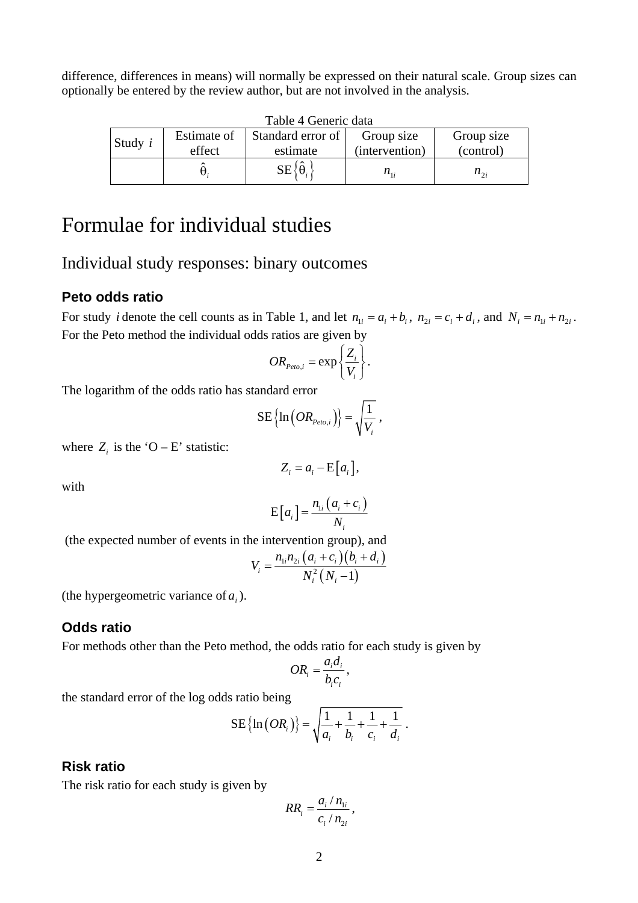difference, differences in means) will normally be expressed on their natural scale. Group sizes can optionally be entered by the review author, but are not involved in the analysis.

Table 4 Generic data

| Study $i$ | Estimate of effect | Standard error of estimate | Group size (intervention) | Group size (control) |
|---|---|---|---|---|
| | $\hat{\theta}_i$ | $\mathrm{SE}\left\{\hat{\theta}_i\right\}$ | $n_{1i}$ | $n_{2i}$ |

# Formulae for individual studies

## Individual study responses: binary outcomes

### Peto odds ratio

For study $i$ denote the cell counts as in Table 1, and let $n_{1i} = a_i + b_i$, $n_{2i} = c_i + d_i$, and $N_i = n_{1i} + n_{2i}$. For the Peto method the individual odds ratios are given by

$$OR_{Peto,i} = \exp\left\{\frac{Z_i}{V_i}\right\}.$$

The logarithm of the odds ratio has standard error

$$\mathrm{SE}\left\{\ln\left(OR_{Peto,i}\right)\right\} = \sqrt{\frac{1}{V_i}},$$

where $Z_i$ is the 'O – E' statistic:

$$Z_i = a_i - \mathrm{E}\left[a_i\right],$$

with

$$\mathrm{E}\left[a_i\right] = \frac{n_{1i}\left(a_i + c_i\right)}{N_i}$$

(the expected number of events in the intervention group), and

$$V_i = \frac{n_{1i} n_{2i}\left(a_i + c_i\right)\left(b_i + d_i\right)}{N_i^2\left(N_i - 1\right)}$$

(the hypergeometric variance of $a_i$).

### Odds ratio

For methods other than the Peto method, the odds ratio for each study is given by

$$OR_i = \frac{a_i d_i}{b_i c_i},$$

the standard error of the log odds ratio being

$$\mathrm{SE}\left\{\ln\left(OR_i\right)\right\} = \sqrt{\frac{1}{a_i} + \frac{1}{b_i} + \frac{1}{c_i} + \frac{1}{d_i}}.$$

### Risk ratio

The risk ratio for each study is given by

$$RR_i = \frac{a_i / n_{1i}}{c_i / n_{2i}},$$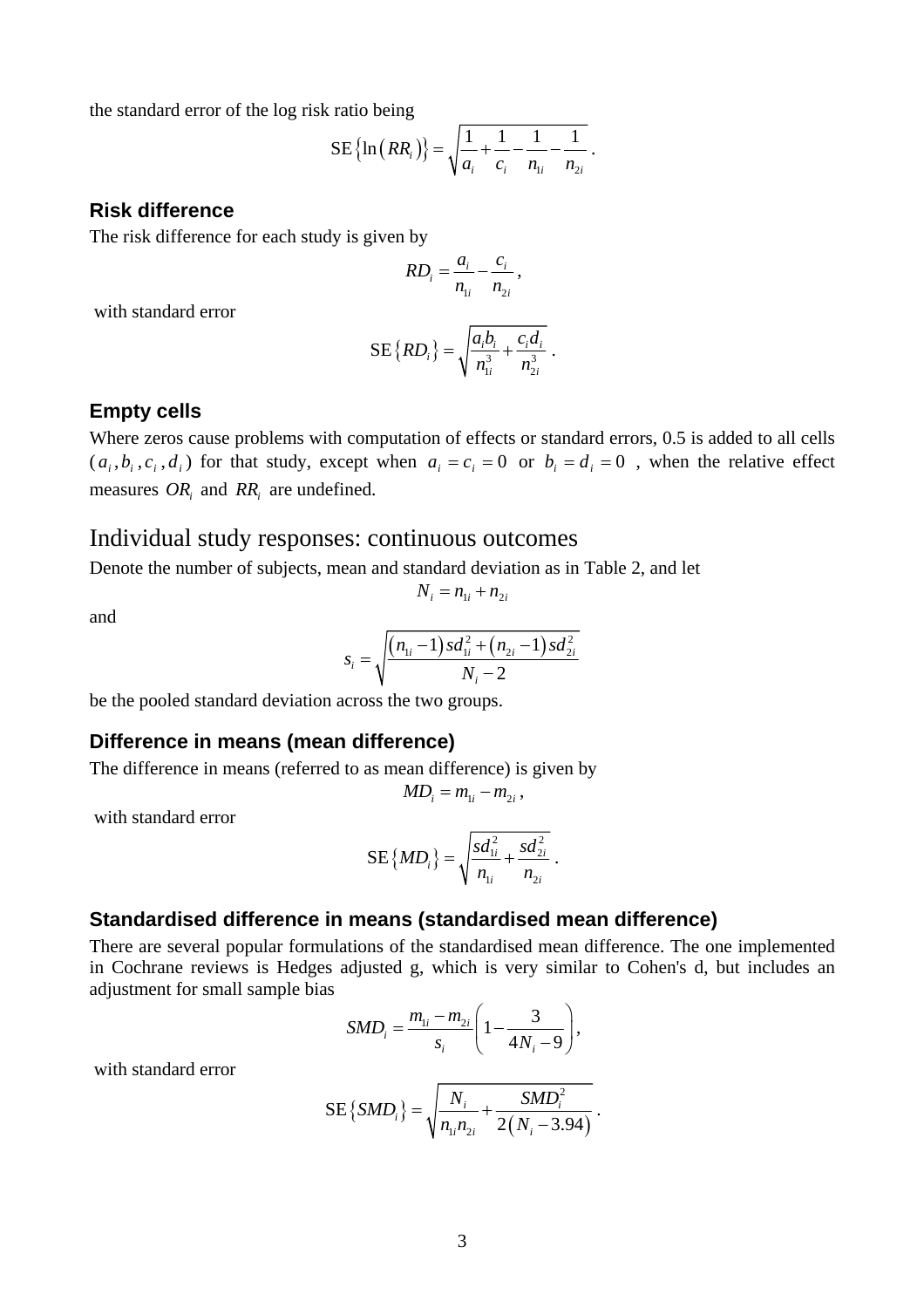the standard error of the log risk ratio being

$$\mathrm{SE}\left\{\ln\left(RR_i\right)\right\} = \sqrt{\frac{1}{a_i} + \frac{1}{c_i} - \frac{1}{n_{1i}} - \frac{1}{n_{2i}}}\,.$$

### Risk difference

The risk difference for each study is given by

$$RD_i = \frac{a_i}{n_{1i}} - \frac{c_i}{n_{2i}}\,,$$

with standard error

$$\mathrm{SE}\left\{RD_i\right\} = \sqrt{\frac{a_i b_i}{n_{1i}^3} + \frac{c_i d_i}{n_{2i}^3}}\,.$$

### Empty cells

Where zeros cause problems with computation of effects or standard errors, 0.5 is added to all cells ($a_i, b_i, c_i, d_i$) for that study, except when $a_i = c_i = 0$ or $b_i = d_i = 0$ , when the relative effect measures $OR_i$ and $RR_i$ are undefined.

## Individual study responses: continuous outcomes

Denote the number of subjects, mean and standard deviation as in Table 2, and let

$$N_i = n_{1i} + n_{2i}$$

and

$$s_i = \sqrt{\frac{\left(n_{1i}-1\right) sd_{1i}^2 + \left(n_{2i}-1\right) sd_{2i}^2}{N_i - 2}}$$

be the pooled standard deviation across the two groups.

### Difference in means (mean difference)

The difference in means (referred to as mean difference) is given by

$$MD_i = m_{1i} - m_{2i}\,,$$

with standard error

$$\mathrm{SE}\left\{MD_i\right\} = \sqrt{\frac{sd_{1i}^2}{n_{1i}} + \frac{sd_{2i}^2}{n_{2i}}}\,.$$

### Standardised difference in means (standardised mean difference)

There are several popular formulations of the standardised mean difference. The one implemented in Cochrane reviews is Hedges adjusted g, which is very similar to Cohen's d, but includes an adjustment for small sample bias

$$SMD_i = \frac{m_{1i} - m_{2i}}{s_i}\left(1 - \frac{3}{4N_i - 9}\right),$$

with standard error

$$\mathrm{SE}\left\{SMD_i\right\} = \sqrt{\frac{N_i}{n_{1i} n_{2i}} + \frac{SMD_i^2}{2\left(N_i - 3.94\right)}}\,.$$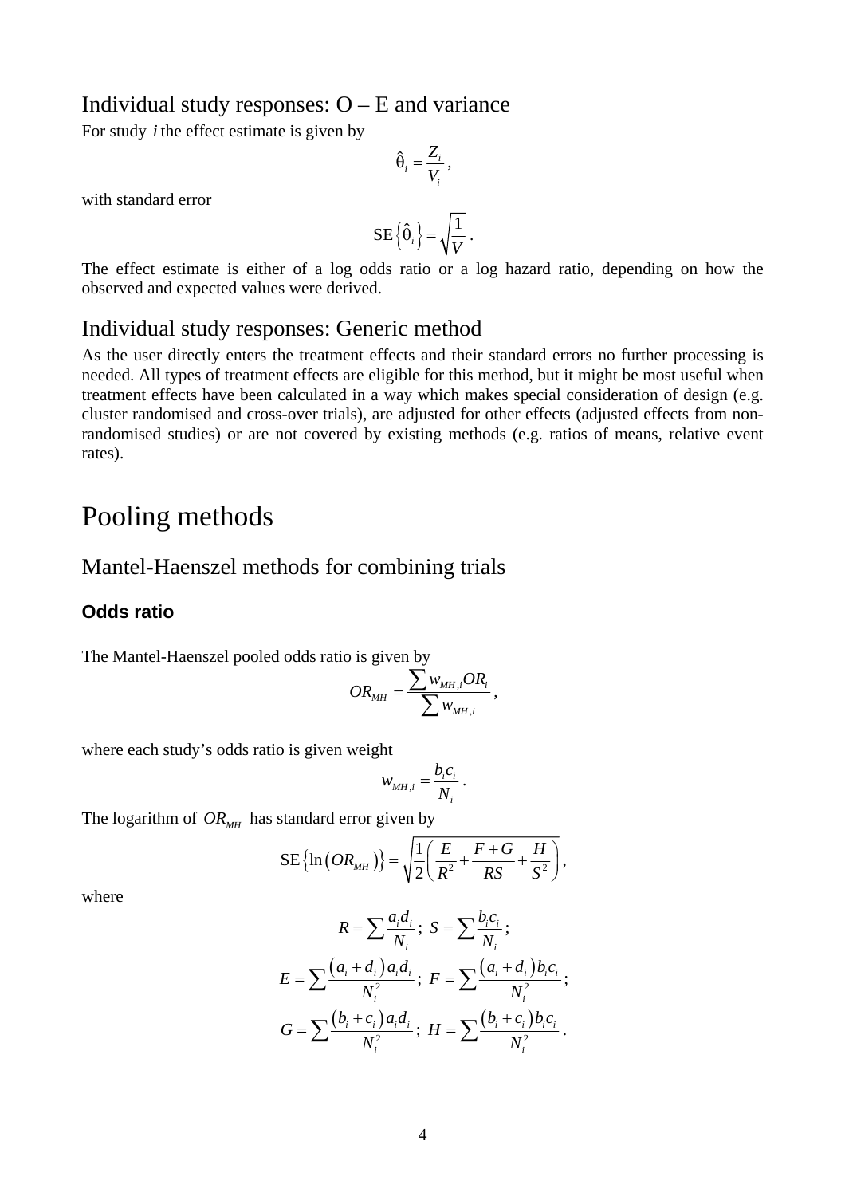## Individual study responses: O – E and variance

For study $i$ the effect estimate is given by

$$\hat{\theta}_i = \frac{Z_i}{V_i},$$

with standard error

$$\text{SE}\left\{\hat{\theta}_i\right\} = \sqrt{\frac{1}{V}}.$$

The effect estimate is either of a log odds ratio or a log hazard ratio, depending on how the observed and expected values were derived.

## Individual study responses: Generic method

As the user directly enters the treatment effects and their standard errors no further processing is needed. All types of treatment effects are eligible for this method, but it might be most useful when treatment effects have been calculated in a way which makes special consideration of design (e.g. cluster randomised and cross-over trials), are adjusted for other effects (adjusted effects from non-randomised studies) or are not covered by existing methods (e.g. ratios of means, relative event rates).

# Pooling methods

## Mantel-Haenszel methods for combining trials

### Odds ratio

The Mantel-Haenszel pooled odds ratio is given by

$$OR_{MH} = \frac{\sum w_{MH,i} OR_i}{\sum w_{MH,i}},$$

where each study's odds ratio is given weight

$$w_{MH,i} = \frac{b_i c_i}{N_i}.$$

The logarithm of $OR_{MH}$ has standard error given by

$$\text{SE}\left\{\ln\left(OR_{MH}\right)\right\} = \sqrt{\frac{1}{2}\left(\frac{E}{R^2} + \frac{F+G}{RS} + \frac{H}{S^2}\right)},$$

where

$$R = \sum \frac{a_i d_i}{N_i};\ S = \sum \frac{b_i c_i}{N_i};$$

$$E = \sum \frac{\left(a_i + d_i\right) a_i d_i}{N_i^2};\ F = \sum \frac{\left(a_i + d_i\right) b_i c_i}{N_i^2};$$

$$G = \sum \frac{\left(b_i + c_i\right) a_i d_i}{N_i^2};\ H = \sum \frac{\left(b_i + c_i\right) b_i c_i}{N_i^2}.$$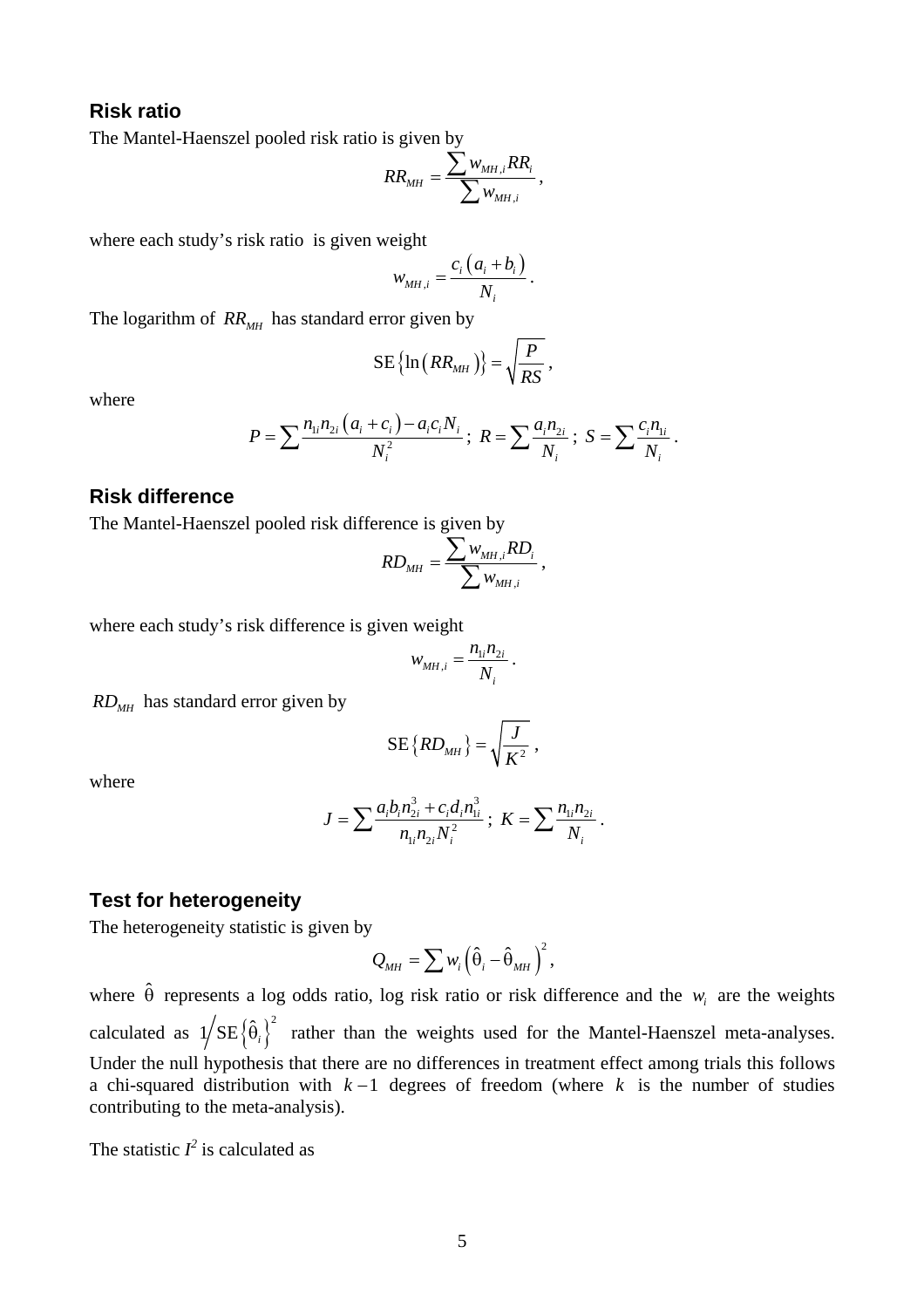### Risk ratio

The Mantel-Haenszel pooled risk ratio is given by

$$RR_{MH} = \frac{\sum w_{MH,i} RR_i}{\sum w_{MH,i}},$$

where each study's risk ratio is given weight

$$w_{MH,i} = \frac{c_i \left(a_i + b_i\right)}{N_i}.$$

The logarithm of $RR_{MH}$ has standard error given by

$$\text{SE}\left\{\ln\left(RR_{MH}\right)\right\} = \sqrt{\frac{P}{RS}},$$

where

$$P = \sum \frac{n_{1i} n_{2i} \left(a_i + c_i\right) - a_i c_i N_i}{N_i^2}; \; R = \sum \frac{a_i n_{2i}}{N_i}; \; S = \sum \frac{c_i n_{1i}}{N_i}.$$

### Risk difference

The Mantel-Haenszel pooled risk difference is given by

$$RD_{MH} = \frac{\sum w_{MH,i} RD_i}{\sum w_{MH,i}},$$

where each study's risk difference is given weight

$$w_{MH,i} = \frac{n_{1i} n_{2i}}{N_i}.$$

$RD_{MH}$ has standard error given by

$$\text{SE}\left\{RD_{MH}\right\} = \sqrt{\frac{J}{K^2}},$$

where

$$J = \sum \frac{a_i b_i n_{2i}^3 + c_i d_i n_{1i}^3}{n_{1i} n_{2i} N_i^2}; \; K = \sum \frac{n_{1i} n_{2i}}{N_i}.$$

### Test for heterogeneity

The heterogeneity statistic is given by

$$Q_{MH} = \sum w_i \left(\hat{\theta}_i - \hat{\theta}_{MH}\right)^2,$$

where $\hat{\theta}$ represents a log odds ratio, log risk ratio or risk difference and the $w_i$ are the weights calculated as $1 \big/ \text{SE}\left\{\hat{\theta}_i\right\}^2$ rather than the weights used for the Mantel-Haenszel meta-analyses. Under the null hypothesis that there are no differences in treatment effect among trials this follows a chi-squared distribution with $k-1$ degrees of freedom (where $k$ is the number of studies contributing to the meta-analysis).

The statistic $I^2$ is calculated as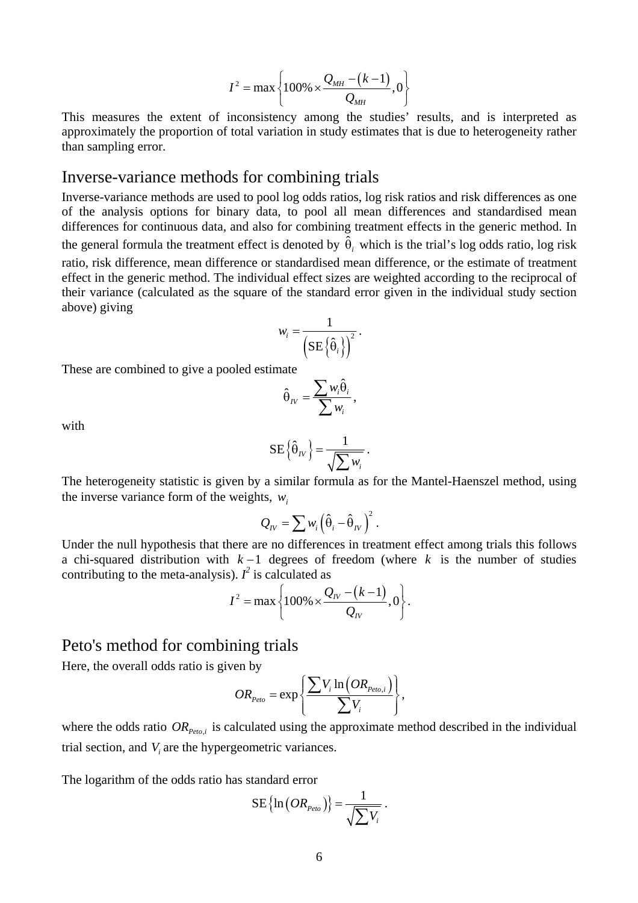$$I^2 = \max\left\{100\% \times \frac{Q_{MH} - (k-1)}{Q_{MH}}, 0\right\}$$

This measures the extent of inconsistency among the studies' results, and is interpreted as approximately the proportion of total variation in study estimates that is due to heterogeneity rather than sampling error.

## Inverse-variance methods for combining trials

Inverse-variance methods are used to pool log odds ratios, log risk ratios and risk differences as one of the analysis options for binary data, to pool all mean differences and standardised mean differences for continuous data, and also for combining treatment effects in the generic method. In the general formula the treatment effect is denoted by $\hat{\theta}_i$ which is the trial's log odds ratio, log risk ratio, risk difference, mean difference or standardised mean difference, or the estimate of treatment effect in the generic method. The individual effect sizes are weighted according to the reciprocal of their variance (calculated as the square of the standard error given in the individual study section above) giving

$$w_i = \frac{1}{\left(\text{SE}\left\{\hat{\theta}_i\right\}\right)^2}.$$

These are combined to give a pooled estimate

$$\hat{\theta}_{IV} = \frac{\sum w_i \hat{\theta}_i}{\sum w_i},$$

with

$$\text{SE}\left\{\hat{\theta}_{IV}\right\} = \frac{1}{\sqrt{\sum w_i}}.$$

The heterogeneity statistic is given by a similar formula as for the Mantel-Haenszel method, using the inverse variance form of the weights, $w_i$

$$Q_{IV} = \sum w_i \left(\hat{\theta}_i - \hat{\theta}_{IV}\right)^2.$$

Under the null hypothesis that there are no differences in treatment effect among trials this follows a chi-squared distribution with $k-1$ degrees of freedom (where $k$ is the number of studies contributing to the meta-analysis). $I^2$ is calculated as

$$I^2 = \max\left\{100\% \times \frac{Q_{IV} - (k-1)}{Q_{IV}}, 0\right\}.$$

## Peto's method for combining trials

Here, the overall odds ratio is given by

$$OR_{Peto} = \exp\left\{\frac{\sum V_i \ln\left(OR_{Peto,i}\right)}{\sum V_i}\right\},$$

where the odds ratio $OR_{Peto,i}$ is calculated using the approximate method described in the individual trial section, and $V_i$ are the hypergeometric variances.

The logarithm of the odds ratio has standard error

$$\text{SE}\left\{\ln\left(OR_{Peto}\right)\right\} = \frac{1}{\sqrt{\sum V_i}}.$$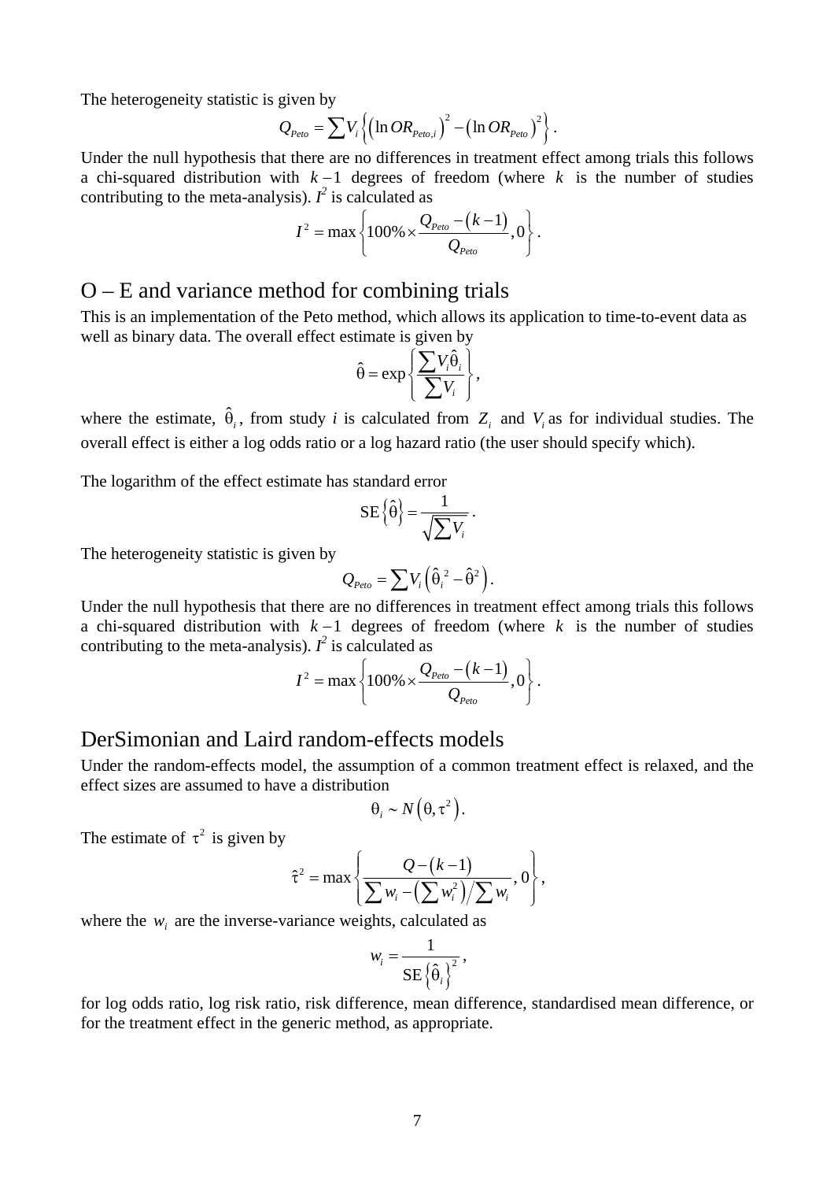The heterogeneity statistic is given by

$$Q_{Peto} = \sum V_i \left\{ \left( \ln OR_{Peto,i} \right)^2 - \left( \ln OR_{Peto} \right)^2 \right\}.$$

Under the null hypothesis that there are no differences in treatment effect among trials this follows a chi-squared distribution with $k-1$ degrees of freedom (where $k$ is the number of studies contributing to the meta-analysis). $I^2$ is calculated as

$$I^2 = \max\left\{ 100\% \times \frac{Q_{Peto} - (k-1)}{Q_{Peto}}, 0 \right\}.$$

## O – E and variance method for combining trials

This is an implementation of the Peto method, which allows its application to time-to-event data as well as binary data. The overall effect estimate is given by

$$\hat{\theta} = \exp\left\{ \frac{\sum V_i \hat{\theta}_i}{\sum V_i} \right\},$$

where the estimate, $\hat{\theta}_i$, from study *i* is calculated from $Z_i$ and $V_i$ as for individual studies. The overall effect is either a log odds ratio or a log hazard ratio (the user should specify which).

The logarithm of the effect estimate has standard error

$$\mathrm{SE}\left\{ \hat{\theta} \right\} = \frac{1}{\sqrt{\sum V_i}}.$$

The heterogeneity statistic is given by

$$Q_{Peto} = \sum V_i \left( \hat{\theta}_i^2 - \hat{\theta}^2 \right).$$

Under the null hypothesis that there are no differences in treatment effect among trials this follows a chi-squared distribution with $k-1$ degrees of freedom (where $k$ is the number of studies contributing to the meta-analysis). $I^2$ is calculated as

$$I^2 = \max\left\{ 100\% \times \frac{Q_{Peto} - (k-1)}{Q_{Peto}}, 0 \right\}.$$

## DerSimonian and Laird random-effects models

Under the random-effects model, the assumption of a common treatment effect is relaxed, and the effect sizes are assumed to have a distribution

$$\theta_i \sim N\left( \theta, \tau^2 \right).$$

The estimate of $\tau^2$ is given by

$$\hat{\tau}^2 = \max\left\{ \frac{Q - (k-1)}{\sum w_i - \left( \sum w_i^2 \right) / \sum w_i}, 0 \right\},$$

where the $w_i$ are the inverse-variance weights, calculated as

$$w_i = \frac{1}{\mathrm{SE}\left\{ \hat{\theta}_i \right\}^2},$$

for log odds ratio, log risk ratio, risk difference, mean difference, standardised mean difference, or for the treatment effect in the generic method, as appropriate.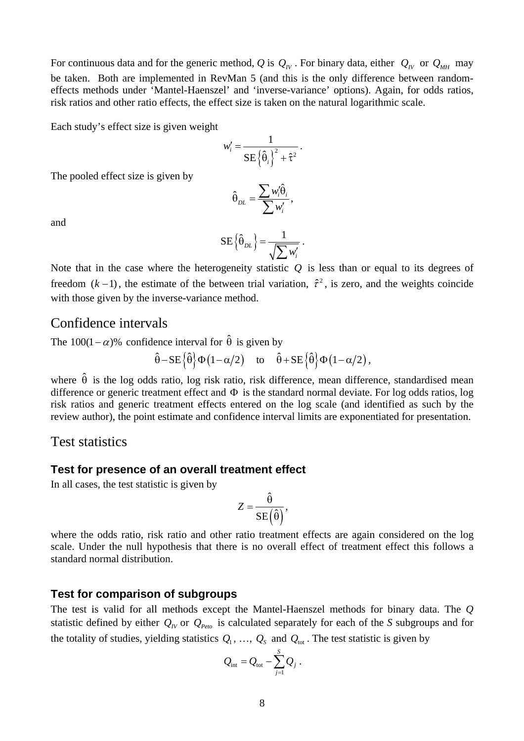For continuous data and for the generic method, *Q* is $Q_{IV}$. For binary data, either $Q_{IV}$ or $Q_{MH}$ may be taken. Both are implemented in RevMan 5 (and this is the only difference between random-effects methods under 'Mantel-Haenszel' and 'inverse-variance' options). Again, for odds ratios, risk ratios and other ratio effects, the effect size is taken on the natural logarithmic scale.

Each study's effect size is given weight

$$w_i' = \frac{1}{\text{SE}\left\{\hat{\theta}_i\right\}^2 + \hat{\tau}^2}.$$

The pooled effect size is given by

$$\hat{\theta}_{DL} = \frac{\sum w_i' \hat{\theta}_i}{\sum w_i'},$$

and

$$\text{SE}\left\{\hat{\theta}_{DL}\right\} = \frac{1}{\sqrt{\sum w_i'}}.$$

Note that in the case where the heterogeneity statistic $Q$ is less than or equal to its degrees of freedom $(k-1)$, the estimate of the between trial variation, $\hat{\tau}^2$, is zero, and the weights coincide with those given by the inverse-variance method.

## Confidence intervals

The $100(1-\alpha)\%$ confidence interval for $\hat{\theta}$ is given by

$$\hat{\theta} - \text{SE}\left\{\hat{\theta}\right\}\Phi(1-\alpha/2) \quad \text{to} \quad \hat{\theta} + \text{SE}\left\{\hat{\theta}\right\}\Phi(1-\alpha/2),$$

where $\hat{\theta}$ is the log odds ratio, log risk ratio, risk difference, mean difference, standardised mean difference or generic treatment effect and $\Phi$ is the standard normal deviate. For log odds ratios, log risk ratios and generic treatment effects entered on the log scale (and identified as such by the review author), the point estimate and confidence interval limits are exponentiated for presentation.

## Test statistics

### Test for presence of an overall treatment effect

In all cases, the test statistic is given by

$$Z = \frac{\hat{\theta}}{\text{SE}\left(\hat{\theta}\right)},$$

where the odds ratio, risk ratio and other ratio treatment effects are again considered on the log scale. Under the null hypothesis that there is no overall effect of treatment effect this follows a standard normal distribution.

### Test for comparison of subgroups

The test is valid for all methods except the Mantel-Haenszel methods for binary data. The *Q* statistic defined by either $Q_{IV}$ or $Q_{Peto}$ is calculated separately for each of the *S* subgroups and for the totality of studies, yielding statistics $Q_1$, …, $Q_S$ and $Q_{\text{tot}}$. The test statistic is given by

$$Q_{\text{int}} = Q_{\text{tot}} - \sum_{j=1}^{S} Q_j.$$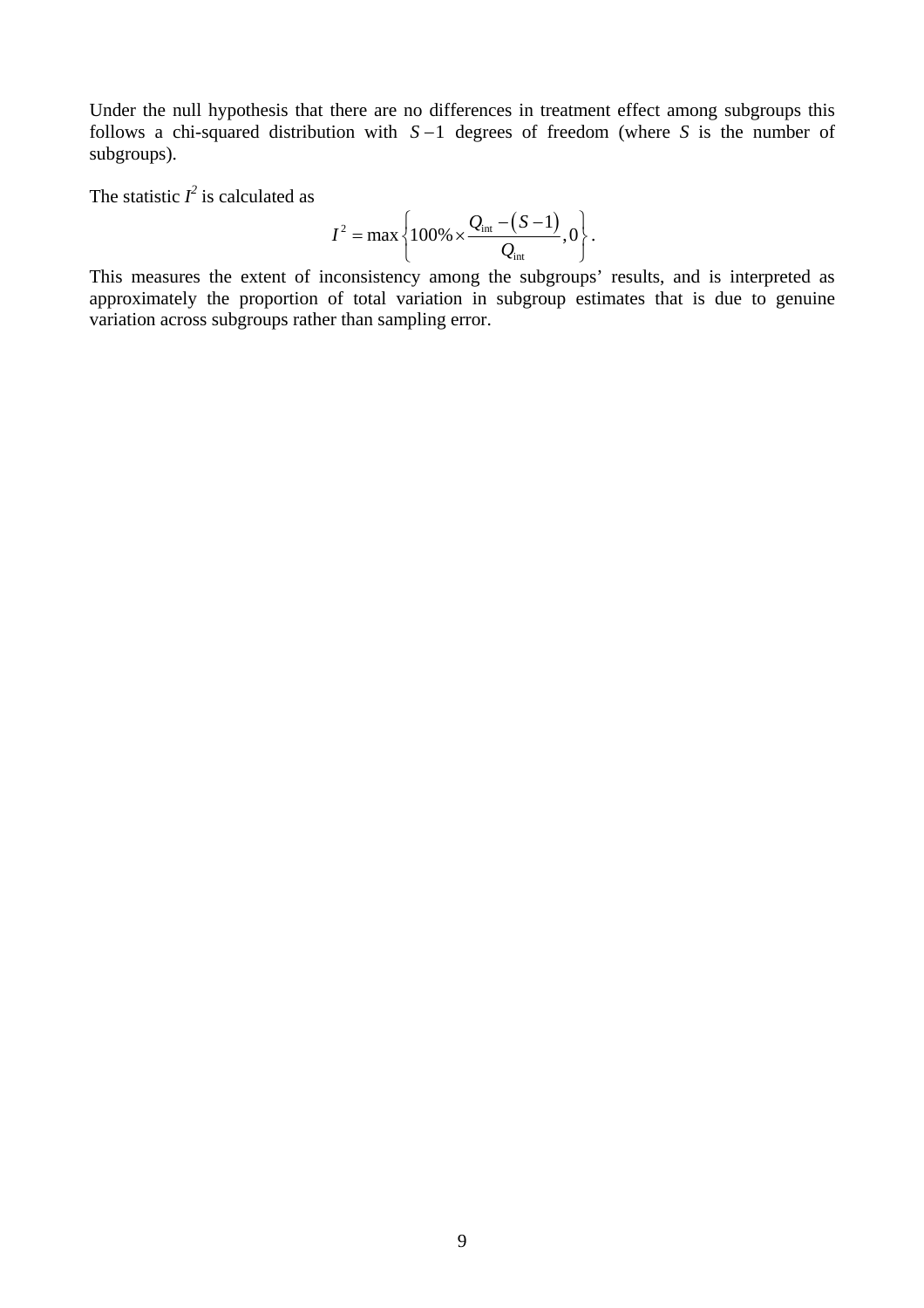Under the null hypothesis that there are no differences in treatment effect among subgroups this follows a chi-squared distribution with $S-1$ degrees of freedom (where $S$ is the number of subgroups).

The statistic $I^2$ is calculated as

$$I^2 = \max\left\{100\% \times \frac{Q_{\text{int}} - (S-1)}{Q_{\text{int}}}, 0\right\}.$$

This measures the extent of inconsistency among the subgroups' results, and is interpreted as approximately the proportion of total variation in subgroup estimates that is due to genuine variation across subgroups rather than sampling error.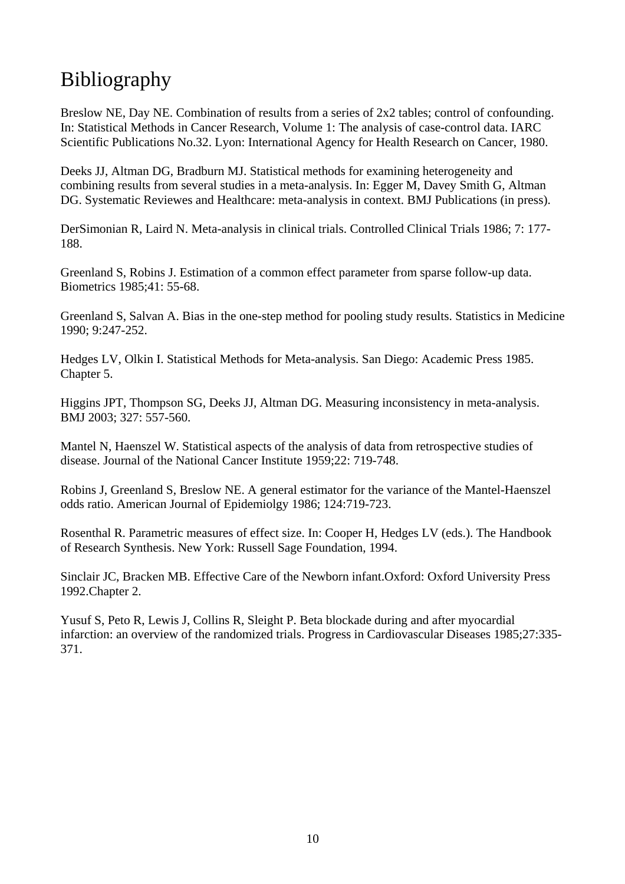# Bibliography

Breslow NE, Day NE. Combination of results from a series of 2x2 tables; control of confounding. In: Statistical Methods in Cancer Research, Volume 1: The analysis of case-control data. IARC Scientific Publications No.32. Lyon: International Agency for Health Research on Cancer, 1980.

Deeks JJ, Altman DG, Bradburn MJ. Statistical methods for examining heterogeneity and combining results from several studies in a meta-analysis. In: Egger M, Davey Smith G, Altman DG. Systematic Reviewes and Healthcare: meta-analysis in context. BMJ Publications (in press).

DerSimonian R, Laird N. Meta-analysis in clinical trials. Controlled Clinical Trials 1986; 7: 177-188.

Greenland S, Robins J. Estimation of a common effect parameter from sparse follow-up data. Biometrics 1985;41: 55-68.

Greenland S, Salvan A. Bias in the one-step method for pooling study results. Statistics in Medicine 1990; 9:247-252.

Hedges LV, Olkin I. Statistical Methods for Meta-analysis. San Diego: Academic Press 1985. Chapter 5.

Higgins JPT, Thompson SG, Deeks JJ, Altman DG. Measuring inconsistency in meta-analysis. BMJ 2003; 327: 557-560.

Mantel N, Haenszel W. Statistical aspects of the analysis of data from retrospective studies of disease. Journal of the National Cancer Institute 1959;22: 719-748.

Robins J, Greenland S, Breslow NE. A general estimator for the variance of the Mantel-Haenszel odds ratio. American Journal of Epidemiolgy 1986; 124:719-723.

Rosenthal R. Parametric measures of effect size. In: Cooper H, Hedges LV (eds.). The Handbook of Research Synthesis. New York: Russell Sage Foundation, 1994.

Sinclair JC, Bracken MB. Effective Care of the Newborn infant.Oxford: Oxford University Press 1992.Chapter 2.

Yusuf S, Peto R, Lewis J, Collins R, Sleight P. Beta blockade during and after myocardial infarction: an overview of the randomized trials. Progress in Cardiovascular Diseases 1985;27:335-371.